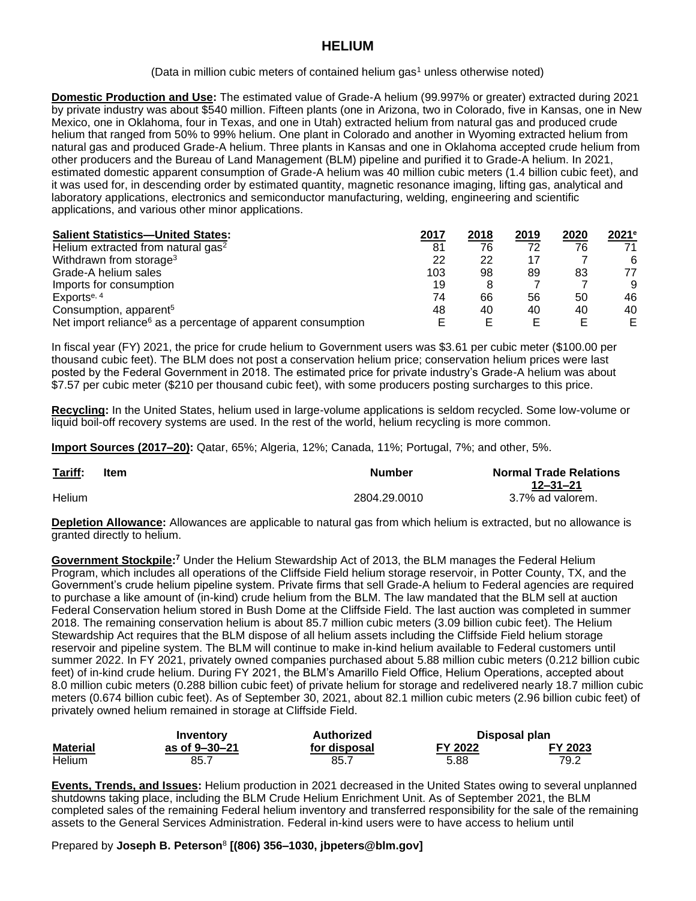# HELIUM

(Data in million cubic meters of contained helium gas[1] unless otherwise noted)

**Domestic Production and Use:** The estimated value of Grade-A helium (99.997% or greater) extracted during 2021 by private industry was about $540 million. Fifteen plants (one in Arizona, two in Colorado, five in Kansas, one in New Mexico, one in Oklahoma, four in Texas, and one in Utah) extracted helium from natural gas and produced crude helium that ranged from 50% to 99% helium. One plant in Colorado and another in Wyoming extracted helium from natural gas and produced Grade-A helium. Three plants in Kansas and one in Oklahoma accepted crude helium from other producers and the Bureau of Land Management (BLM) pipeline and purified it to Grade-A helium. In 2021, estimated domestic apparent consumption of Grade-A helium was 40 million cubic meters (1.4 billion cubic feet), and it was used for, in descending order by estimated quantity, magnetic resonance imaging, lifting gas, analytical and laboratory applications, electronics and semiconductor manufacturing, welding, engineering and scientific applications, and various other minor applications.

| **Salient Statistics—United States:** | 2017 | 2018 | 2019 | 2020 | 2021[e] |
|---|---|---|---|---|---|
| Helium extracted from natural gas[2] | 81 | 76 | 72 | 76 | 71 |
| Withdrawn from storage[3] | 22 | 22 | 17 | 7 | 6 |
| Grade-A helium sales | 103 | 98 | 89 | 83 | 77 |
| Imports for consumption | 19 | 8 | 7 | 7 | 9 |
| Exports[e, 4] | 74 | 66 | 56 | 50 | 46 |
| Consumption, apparent[5] | 48 | 40 | 40 | 40 | 40 |
| Net import reliance[6] as a percentage of apparent consumption | E | E | E | E | E |

In fiscal year (FY) 2021, the price for crude helium to Government users was $3.61 per cubic meter ($100.00 per thousand cubic feet). The BLM does not post a conservation helium price; conservation helium prices were last posted by the Federal Government in 2018. The estimated price for private industry's Grade-A helium was about $7.57 per cubic meter ($210 per thousand cubic feet), with some producers posting surcharges to this price.

**Recycling:** In the United States, helium used in large-volume applications is seldom recycled. Some low-volume or liquid boil-off recovery systems are used. In the rest of the world, helium recycling is more common.

**Import Sources (2017–20):** Qatar, 65%; Algeria, 12%; Canada, 11%; Portugal, 7%; and other, 5%.

| **Tariff:** Item | Number | Normal Trade Relations 12–31–21 |
|---|---|---|
| Helium | 2804.29.0010 | 3.7% ad valorem. |

**Depletion Allowance:** Allowances are applicable to natural gas from which helium is extracted, but no allowance is granted directly to helium.

**Government Stockpile:**[7] Under the Helium Stewardship Act of 2013, the BLM manages the Federal Helium Program, which includes all operations of the Cliffside Field helium storage reservoir, in Potter County, TX, and the Government's crude helium pipeline system. Private firms that sell Grade-A helium to Federal agencies are required to purchase a like amount of (in-kind) crude helium from the BLM. The law mandated that the BLM sell at auction Federal Conservation helium stored in Bush Dome at the Cliffside Field. The last auction was completed in summer 2018. The remaining conservation helium is about 85.7 million cubic meters (3.09 billion cubic feet). The Helium Stewardship Act requires that the BLM dispose of all helium assets including the Cliffside Field helium storage reservoir and pipeline system. The BLM will continue to make in-kind helium available to Federal customers until summer 2022. In FY 2021, privately owned companies purchased about 5.88 million cubic meters (0.212 billion cubic feet) of in-kind crude helium. During FY 2021, the BLM's Amarillo Field Office, Helium Operations, accepted about 8.0 million cubic meters (0.288 billion cubic feet) of private helium for storage and redelivered nearly 18.7 million cubic meters (0.674 billion cubic feet). As of September 30, 2021, about 82.1 million cubic meters (2.96 billion cubic feet) of privately owned helium remained in storage at Cliffside Field.

| Material | Inventory as of 9–30–21 | Authorized for disposal | Disposal plan FY 2022 | FY 2023 |
|---|---|---|---|---|
| Helium | 85.7 | 85.7 | 5.88 | 79.2 |

**Events, Trends, and Issues:** Helium production in 2021 decreased in the United States owing to several unplanned shutdowns taking place, including the BLM Crude Helium Enrichment Unit. As of September 2021, the BLM completed sales of the remaining Federal helium inventory and transferred responsibility for the sale of the remaining assets to the General Services Administration. Federal in-kind users were to have access to helium until

Prepared by **Joseph B. Peterson**[8] **[(806) 356–1030, jbpeters@blm.gov]**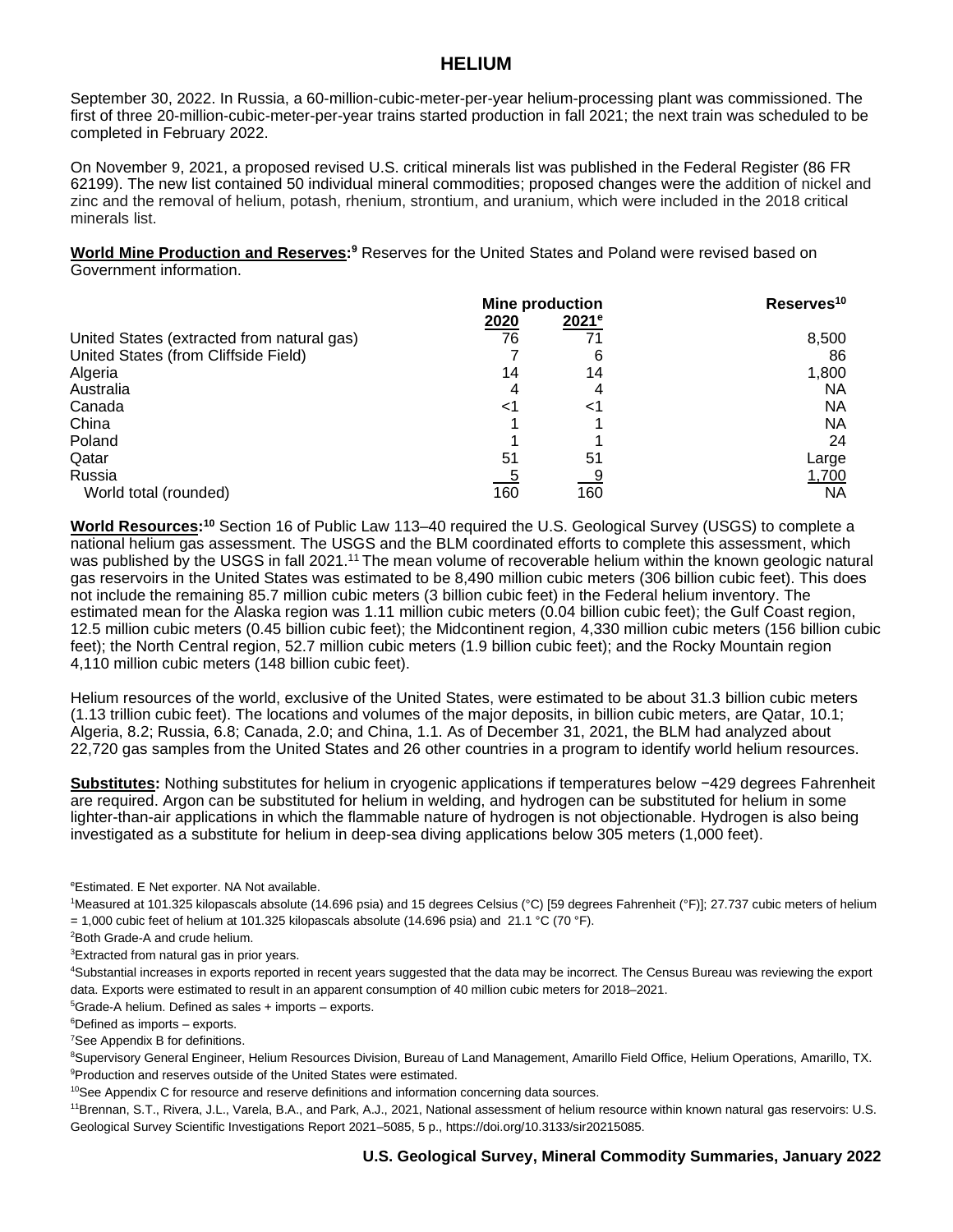# HELIUM

September 30, 2022. In Russia, a 60-million-cubic-meter-per-year helium-processing plant was commissioned. The first of three 20-million-cubic-meter-per-year trains started production in fall 2021; the next train was scheduled to be completed in February 2022.

On November 9, 2021, a proposed revised U.S. critical minerals list was published in the Federal Register (86 FR 62199). The new list contained 50 individual mineral commodities; proposed changes were the addition of nickel and zinc and the removal of helium, potash, rhenium, strontium, and uranium, which were included in the 2018 critical minerals list.

**World Mine Production and Reserves:**[9] Reserves for the United States and Poland were revised based on Government information.

| | Mine production | | Reserves[10] |
|---|---|---|---|
| | 2020 | 2021[e] | |
| United States (extracted from natural gas) | 76 | 71 | 8,500 |
| United States (from Cliffside Field) | 7 | 6 | 86 |
| Algeria | 14 | 14 | 1,800 |
| Australia | 4 | 4 | NA |
| Canada | <1 | <1 | NA |
| China | 1 | 1 | NA |
| Poland | 1 | 1 | 24 |
| Qatar | 51 | 51 | Large |
| Russia | 5 | 9 | 1,700 |
| World total (rounded) | 160 | 160 | NA |

**World Resources:**[10] Section 16 of Public Law 113–40 required the U.S. Geological Survey (USGS) to complete a national helium gas assessment. The USGS and the BLM coordinated efforts to complete this assessment, which was published by the USGS in fall 2021.[11] The mean volume of recoverable helium within the known geologic natural gas reservoirs in the United States was estimated to be 8,490 million cubic meters (306 billion cubic feet). This does not include the remaining 85.7 million cubic meters (3 billion cubic feet) in the Federal helium inventory. The estimated mean for the Alaska region was 1.11 million cubic meters (0.04 billion cubic feet); the Gulf Coast region, 12.5 million cubic meters (0.45 billion cubic feet); the Midcontinent region, 4,330 million cubic meters (156 billion cubic feet); the North Central region, 52.7 million cubic meters (1.9 billion cubic feet); and the Rocky Mountain region 4,110 million cubic meters (148 billion cubic feet).

Helium resources of the world, exclusive of the United States, were estimated to be about 31.3 billion cubic meters (1.13 trillion cubic feet). The locations and volumes of the major deposits, in billion cubic meters, are Qatar, 10.1; Algeria, 8.2; Russia, 6.8; Canada, 2.0; and China, 1.1. As of December 31, 2021, the BLM had analyzed about 22,720 gas samples from the United States and 26 other countries in a program to identify world helium resources.

**Substitutes:** Nothing substitutes for helium in cryogenic applications if temperatures below −429 degrees Fahrenheit are required. Argon can be substituted for helium in welding, and hydrogen can be substituted for helium in some lighter-than-air applications in which the flammable nature of hydrogen is not objectionable. Hydrogen is also being investigated as a substitute for helium in deep-sea diving applications below 305 meters (1,000 feet).

[e]Estimated. E Net exporter. NA Not available.

[1]Measured at 101.325 kilopascals absolute (14.696 psia) and 15 degrees Celsius (°C) [59 degrees Fahrenheit (°F)]; 27.737 cubic meters of helium = 1,000 cubic feet of helium at 101.325 kilopascals absolute (14.696 psia) and 21.1 °C (70 °F).

[2]Both Grade-A and crude helium.

[3]Extracted from natural gas in prior years.

[4]Substantial increases in exports reported in recent years suggested that the data may be incorrect. The Census Bureau was reviewing the export data. Exports were estimated to result in an apparent consumption of 40 million cubic meters for 2018–2021.

[5]Grade-A helium. Defined as sales + imports – exports.

[6]Defined as imports – exports.

[7]See Appendix B for definitions.

[8]Supervisory General Engineer, Helium Resources Division, Bureau of Land Management, Amarillo Field Office, Helium Operations, Amarillo, TX.

[9]Production and reserves outside of the United States were estimated.

[10]See Appendix C for resource and reserve definitions and information concerning data sources.

[11]Brennan, S.T., Rivera, J.L., Varela, B.A., and Park, A.J., 2021, National assessment of helium resource within known natural gas reservoirs: U.S. Geological Survey Scientific Investigations Report 2021–5085, 5 p., https://doi.org/10.3133/sir20215085.